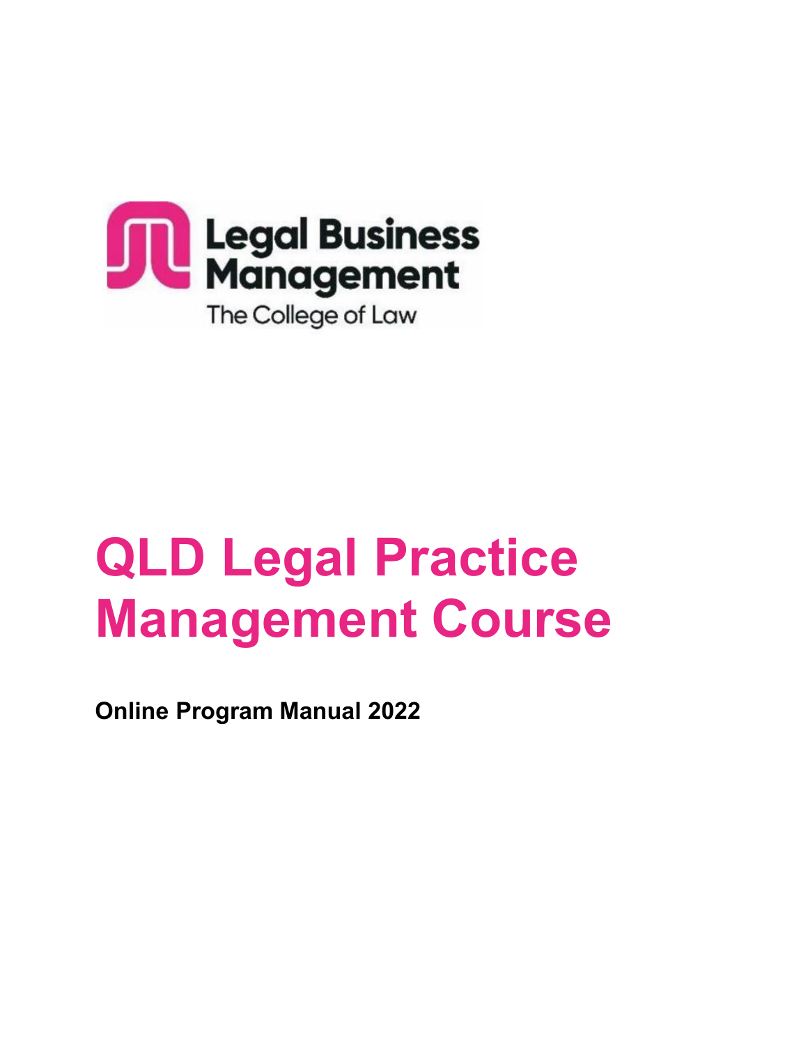Legal Business Management

The College of Law

# QLD Legal Practice Management Course

**Online Program Manual 2022**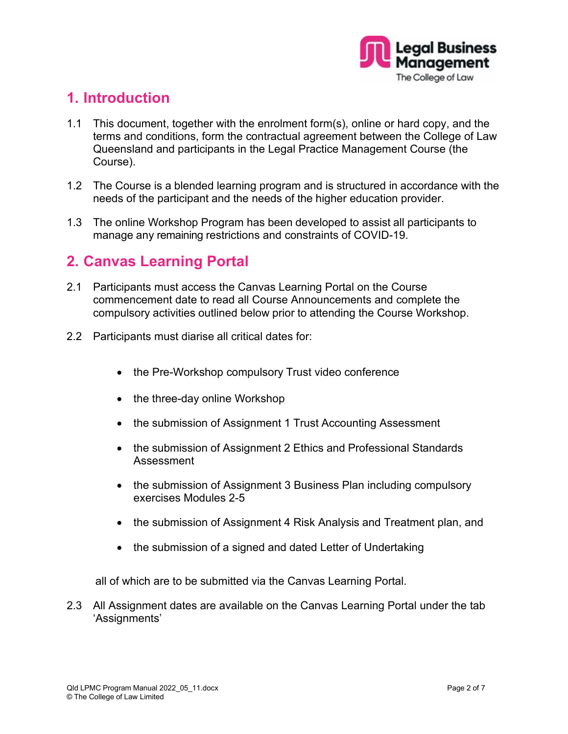## 1. Introduction

1.1 This document, together with the enrolment form(s), online or hard copy, and the terms and conditions, form the contractual agreement between the College of Law Queensland and participants in the Legal Practice Management Course (the Course).

1.2 The Course is a blended learning program and is structured in accordance with the needs of the participant and the needs of the higher education provider.

1.3 The online Workshop Program has been developed to assist all participants to manage any remaining restrictions and constraints of COVID-19.

## 2. Canvas Learning Portal

2.1 Participants must access the Canvas Learning Portal on the Course commencement date to read all Course Announcements and complete the compulsory activities outlined below prior to attending the Course Workshop.

2.2 Participants must diarise all critical dates for:

- the Pre-Workshop compulsory Trust video conference
- the three-day online Workshop
- the submission of Assignment 1 Trust Accounting Assessment
- the submission of Assignment 2 Ethics and Professional Standards Assessment
- the submission of Assignment 3 Business Plan including compulsory exercises Modules 2-5
- the submission of Assignment 4 Risk Analysis and Treatment plan, and
- the submission of a signed and dated Letter of Undertaking

all of which are to be submitted via the Canvas Learning Portal.

2.3 All Assignment dates are available on the Canvas Learning Portal under the tab 'Assignments'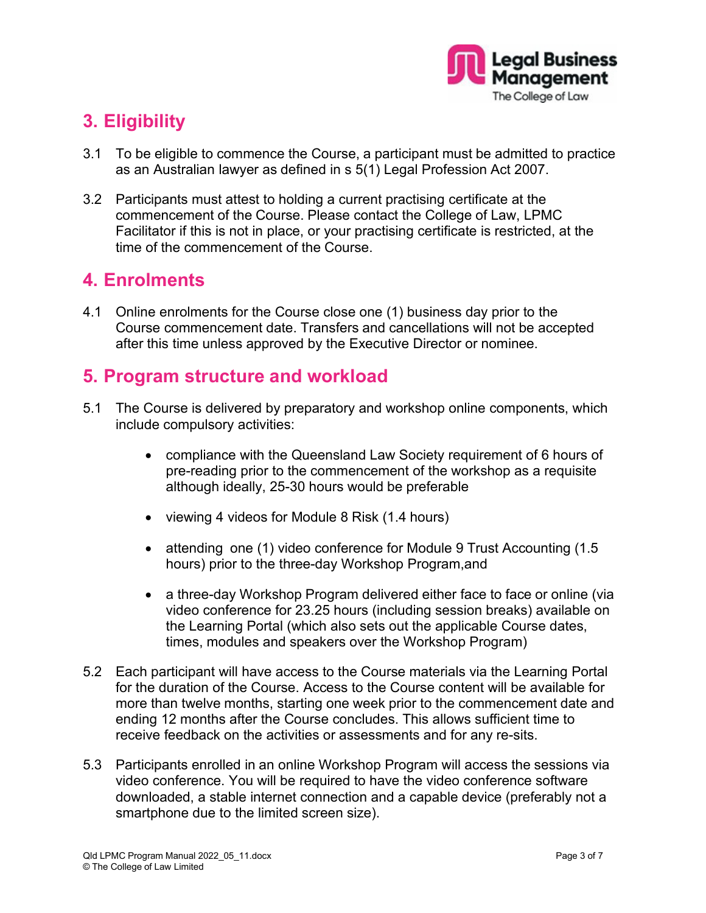## 3. Eligibility

3.1 To be eligible to commence the Course, a participant must be admitted to practice as an Australian lawyer as defined in s 5(1) Legal Profession Act 2007.

3.2 Participants must attest to holding a current practising certificate at the commencement of the Course. Please contact the College of Law, LPMC Facilitator if this is not in place, or your practising certificate is restricted, at the time of the commencement of the Course.

## 4. Enrolments

4.1 Online enrolments for the Course close one (1) business day prior to the Course commencement date. Transfers and cancellations will not be accepted after this time unless approved by the Executive Director or nominee.

## 5. Program structure and workload

5.1 The Course is delivered by preparatory and workshop online components, which include compulsory activities:

- compliance with the Queensland Law Society requirement of 6 hours of pre-reading prior to the commencement of the workshop as a requisite although ideally, 25-30 hours would be preferable
- viewing 4 videos for Module 8 Risk (1.4 hours)
- attending one (1) video conference for Module 9 Trust Accounting (1.5 hours) prior to the three-day Workshop Program,and
- a three-day Workshop Program delivered either face to face or online (via video conference for 23.25 hours (including session breaks) available on the Learning Portal (which also sets out the applicable Course dates, times, modules and speakers over the Workshop Program)

5.2 Each participant will have access to the Course materials via the Learning Portal for the duration of the Course. Access to the Course content will be available for more than twelve months, starting one week prior to the commencement date and ending 12 months after the Course concludes. This allows sufficient time to receive feedback on the activities or assessments and for any re-sits.

5.3 Participants enrolled in an online Workshop Program will access the sessions via video conference. You will be required to have the video conference software downloaded, a stable internet connection and a capable device (preferably not a smartphone due to the limited screen size).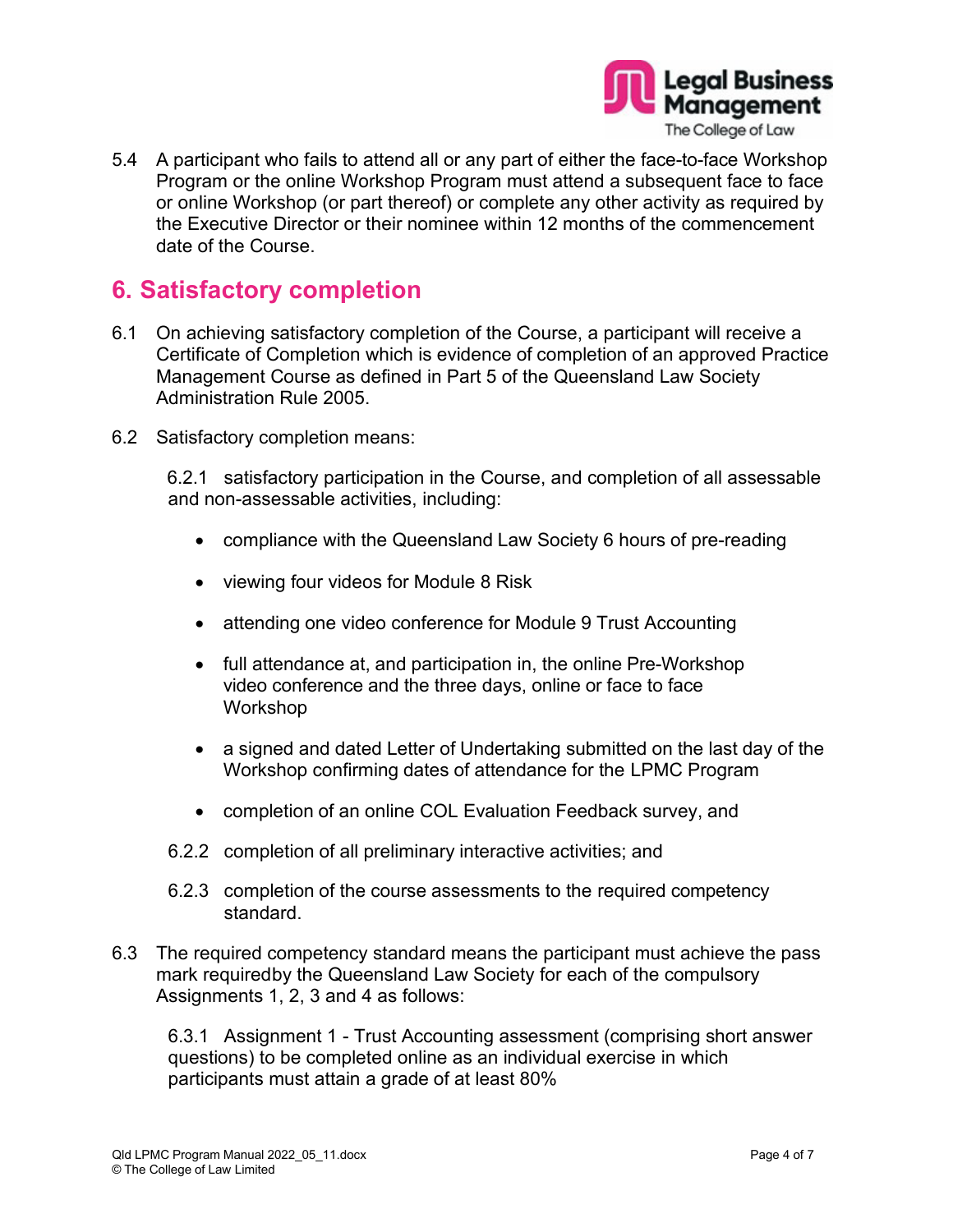5.4 A participant who fails to attend all or any part of either the face-to-face Workshop Program or the online Workshop Program must attend a subsequent face to face or online Workshop (or part thereof) or complete any other activity as required by the Executive Director or their nominee within 12 months of the commencement date of the Course.

## 6. Satisfactory completion

6.1 On achieving satisfactory completion of the Course, a participant will receive a Certificate of Completion which is evidence of completion of an approved Practice Management Course as defined in Part 5 of the Queensland Law Society Administration Rule 2005.

6.2 Satisfactory completion means:

6.2.1 satisfactory participation in the Course, and completion of all assessable and non-assessable activities, including:

- compliance with the Queensland Law Society 6 hours of pre-reading
- viewing four videos for Module 8 Risk
- attending one video conference for Module 9 Trust Accounting
- full attendance at, and participation in, the online Pre-Workshop video conference and the three days, online or face to face Workshop
- a signed and dated Letter of Undertaking submitted on the last day of the Workshop confirming dates of attendance for the LPMC Program
- completion of an online COL Evaluation Feedback survey, and

6.2.2 completion of all preliminary interactive activities; and

6.2.3 completion of the course assessments to the required competency standard.

6.3 The required competency standard means the participant must achieve the pass mark requiredby the Queensland Law Society for each of the compulsory Assignments 1, 2, 3 and 4 as follows:

6.3.1 Assignment 1 - Trust Accounting assessment (comprising short answer questions) to be completed online as an individual exercise in which participants must attain a grade of at least 80%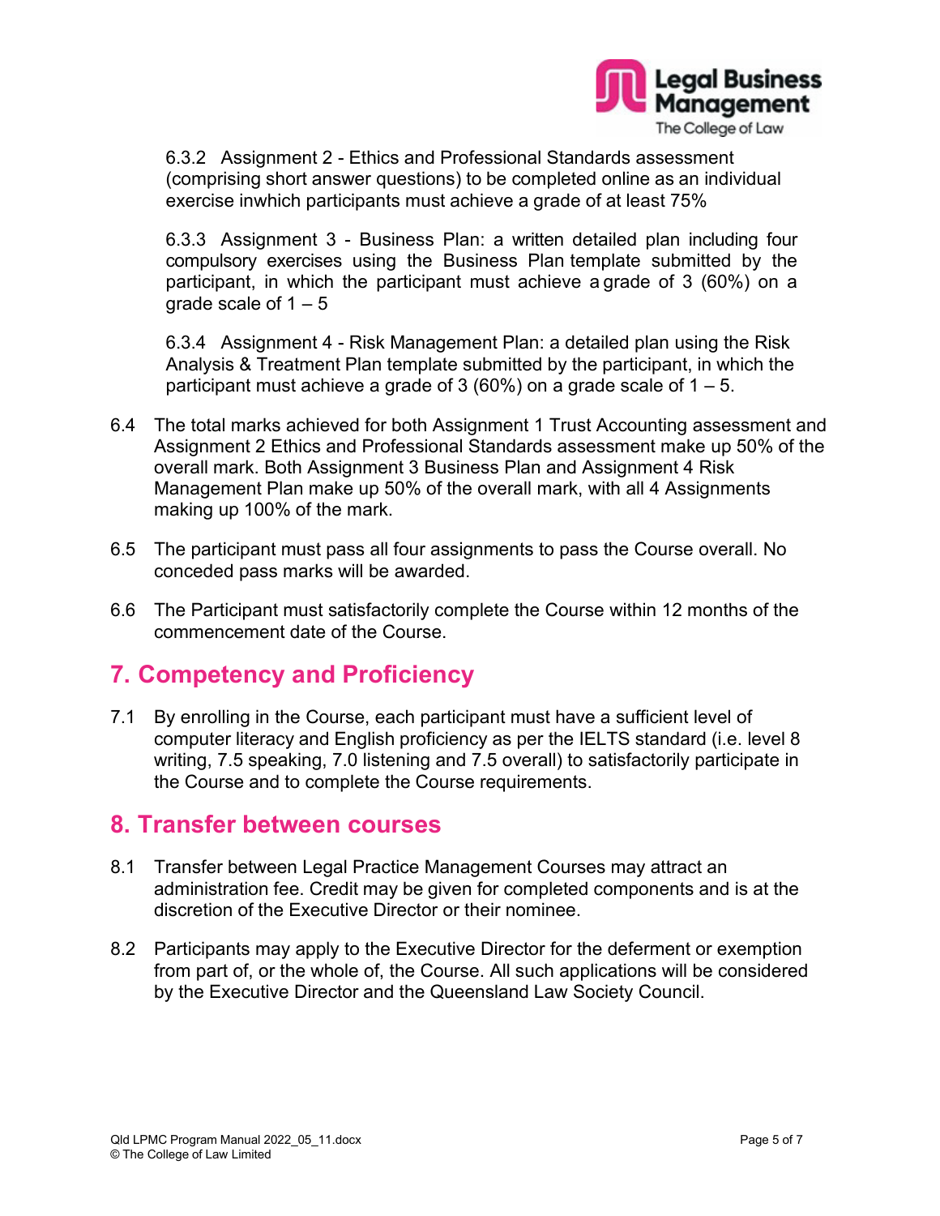6.3.2 Assignment 2 - Ethics and Professional Standards assessment (comprising short answer questions) to be completed online as an individual exercise inwhich participants must achieve a grade of at least 75%

6.3.3 Assignment 3 - Business Plan: a written detailed plan including four compulsory exercises using the Business Plan template submitted by the participant, in which the participant must achieve a grade of 3 (60%) on a grade scale of 1 – 5

6.3.4 Assignment 4 - Risk Management Plan: a detailed plan using the Risk Analysis & Treatment Plan template submitted by the participant, in which the participant must achieve a grade of 3 (60%) on a grade scale of 1 – 5.

6.4 The total marks achieved for both Assignment 1 Trust Accounting assessment and Assignment 2 Ethics and Professional Standards assessment make up 50% of the overall mark. Both Assignment 3 Business Plan and Assignment 4 Risk Management Plan make up 50% of the overall mark, with all 4 Assignments making up 100% of the mark.

6.5 The participant must pass all four assignments to pass the Course overall. No conceded pass marks will be awarded.

6.6 The Participant must satisfactorily complete the Course within 12 months of the commencement date of the Course.

## 7. Competency and Proficiency

7.1 By enrolling in the Course, each participant must have a sufficient level of computer literacy and English proficiency as per the IELTS standard (i.e. level 8 writing, 7.5 speaking, 7.0 listening and 7.5 overall) to satisfactorily participate in the Course and to complete the Course requirements.

## 8. Transfer between courses

8.1 Transfer between Legal Practice Management Courses may attract an administration fee. Credit may be given for completed components and is at the discretion of the Executive Director or their nominee.

8.2 Participants may apply to the Executive Director for the deferment or exemption from part of, or the whole of, the Course. All such applications will be considered by the Executive Director and the Queensland Law Society Council.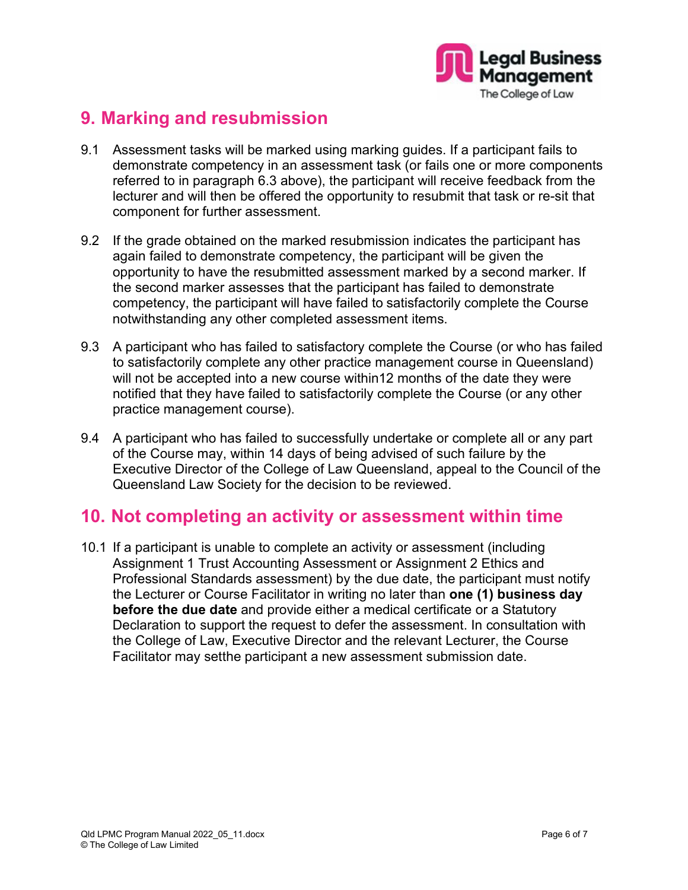## 9. Marking and resubmission

9.1 Assessment tasks will be marked using marking guides. If a participant fails to demonstrate competency in an assessment task (or fails one or more components referred to in paragraph 6.3 above), the participant will receive feedback from the lecturer and will then be offered the opportunity to resubmit that task or re-sit that component for further assessment.

9.2 If the grade obtained on the marked resubmission indicates the participant has again failed to demonstrate competency, the participant will be given the opportunity to have the resubmitted assessment marked by a second marker. If the second marker assesses that the participant has failed to demonstrate competency, the participant will have failed to satisfactorily complete the Course notwithstanding any other completed assessment items.

9.3 A participant who has failed to satisfactory complete the Course (or who has failed to satisfactorily complete any other practice management course in Queensland) will not be accepted into a new course within12 months of the date they were notified that they have failed to satisfactorily complete the Course (or any other practice management course).

9.4 A participant who has failed to successfully undertake or complete all or any part of the Course may, within 14 days of being advised of such failure by the Executive Director of the College of Law Queensland, appeal to the Council of the Queensland Law Society for the decision to be reviewed.

## 10. Not completing an activity or assessment within time

10.1 If a participant is unable to complete an activity or assessment (including Assignment 1 Trust Accounting Assessment or Assignment 2 Ethics and Professional Standards assessment) by the due date, the participant must notify the Lecturer or Course Facilitator in writing no later than **one (1) business day before the due date** and provide either a medical certificate or a Statutory Declaration to support the request to defer the assessment. In consultation with the College of Law, Executive Director and the relevant Lecturer, the Course Facilitator may setthe participant a new assessment submission date.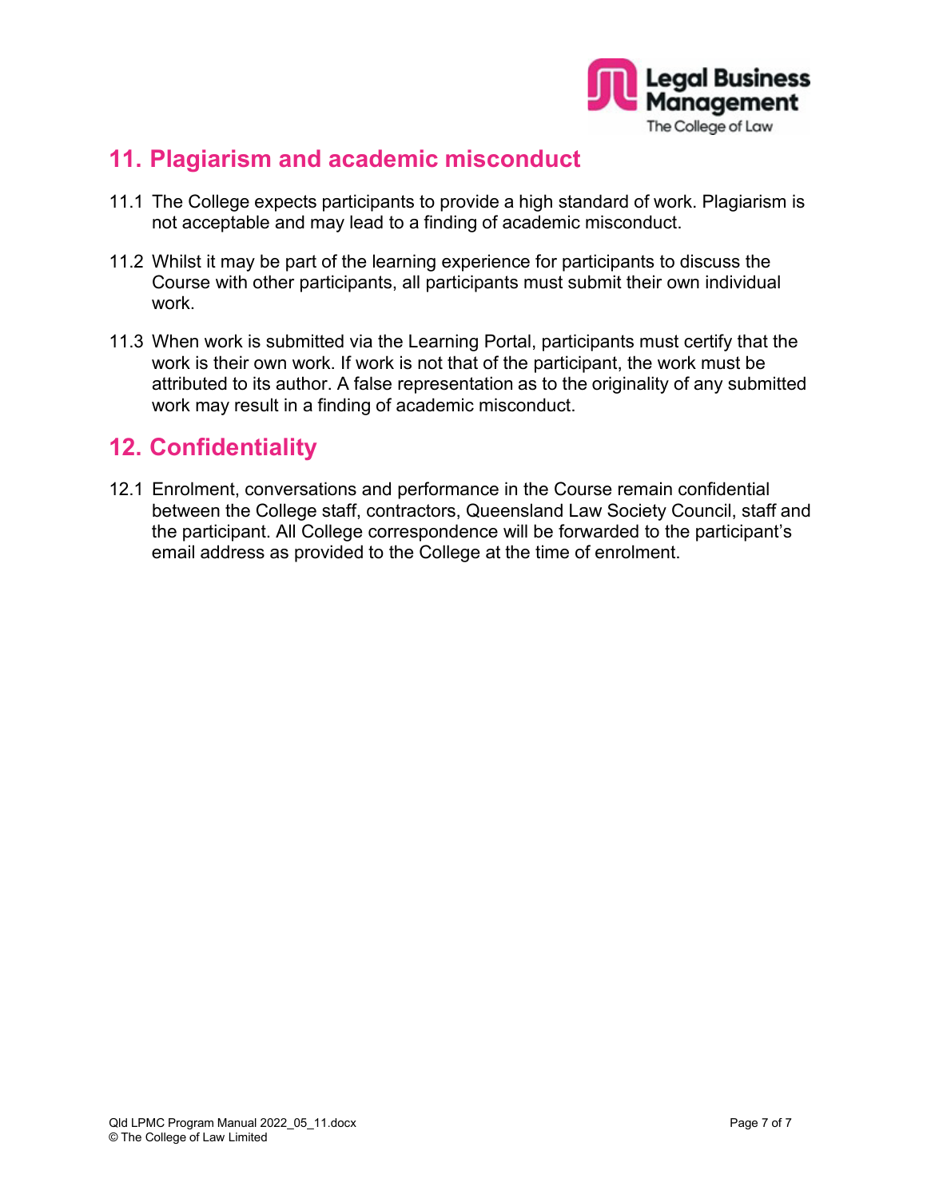## 11. Plagiarism and academic misconduct

11.1 The College expects participants to provide a high standard of work. Plagiarism is not acceptable and may lead to a finding of academic misconduct.

11.2 Whilst it may be part of the learning experience for participants to discuss the Course with other participants, all participants must submit their own individual work.

11.3 When work is submitted via the Learning Portal, participants must certify that the work is their own work. If work is not that of the participant, the work must be attributed to its author. A false representation as to the originality of any submitted work may result in a finding of academic misconduct.

## 12. Confidentiality

12.1 Enrolment, conversations and performance in the Course remain confidential between the College staff, contractors, Queensland Law Society Council, staff and the participant. All College correspondence will be forwarded to the participant's email address as provided to the College at the time of enrolment.